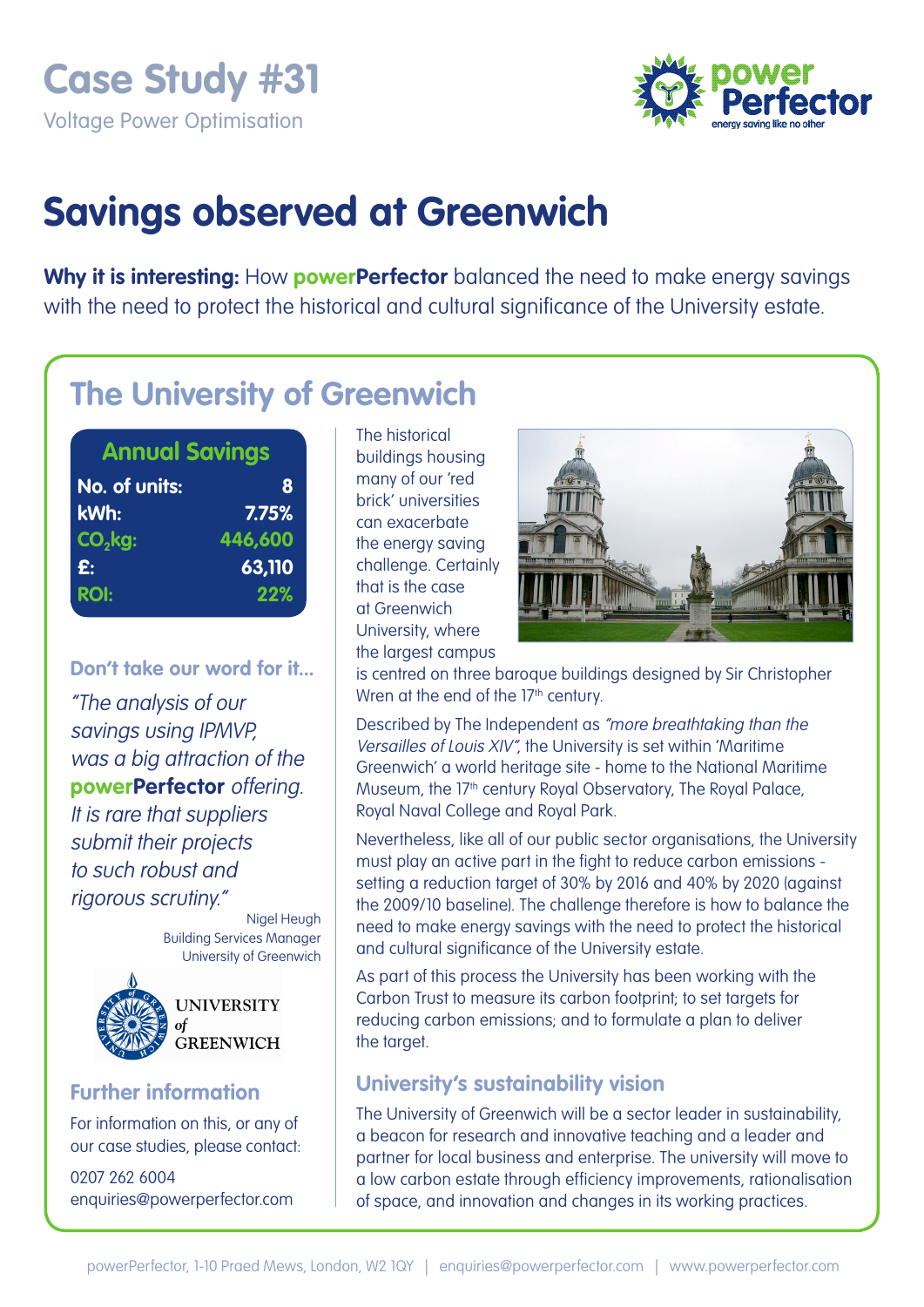# Case Study #31

Voltage Power Optimisation

powerPerfector — energy saving like no other

# Savings observed at Greenwich

**Why it is interesting:** How **powerPerfector** balanced the need to make energy savings with the need to protect the historical and cultural significance of the University estate.

## The University of Greenwich

### Annual Savings

| | |
|---|---|
| No. of units: | 8 |
| kWh: | 7.75% |
| $CO_2$kg: | 446,600 |
| £: | 63,110 |
| ROI: | 22% |

The historical buildings housing many of our 'red brick' universities can exacerbate the energy saving challenge. Certainly that is the case at Greenwich University, where the largest campus is centred on three baroque buildings designed by Sir Christopher Wren at the end of the 17th century.

Described by The Independent as *"more breathtaking than the Versailles of Louis XIV"*, the University is set within 'Maritime Greenwich' a world heritage site - home to the National Maritime Museum, the 17th century Royal Observatory, The Royal Palace, Royal Naval College and Royal Park.

Nevertheless, like all of our public sector organisations, the University must play an active part in the fight to reduce carbon emissions - setting a reduction target of 30% by 2016 and 40% by 2020 (against the 2009/10 baseline). The challenge therefore is how to balance the need to make energy savings with the need to protect the historical and cultural significance of the University estate.

As part of this process the University has been working with the Carbon Trust to measure its carbon footprint; to set targets for reducing carbon emissions; and to formulate a plan to deliver the target.

### University's sustainability vision

The University of Greenwich will be a sector leader in sustainability, a beacon for research and innovative teaching and a leader and partner for local business and enterprise. The university will move to a low carbon estate through efficiency improvements, rationalisation of space, and innovation and changes in its working practices.

### Don't take our word for it...

*"The analysis of our savings using IPMVP, was a big attraction of the* **powerPerfector** *offering. It is rare that suppliers submit their projects to such robust and rigorous scrutiny."*

Nigel Heugh
Building Services Manager
University of Greenwich

UNIVERSITY of GREENWICH

### Further information

For information on this, or any of our case studies, please contact:

0207 262 6004
enquiries@powerperfector.com

powerPerfector, 1-10 Praed Mews, London, W2 1QY | enquiries@powerperfector.com | www.powerperfector.com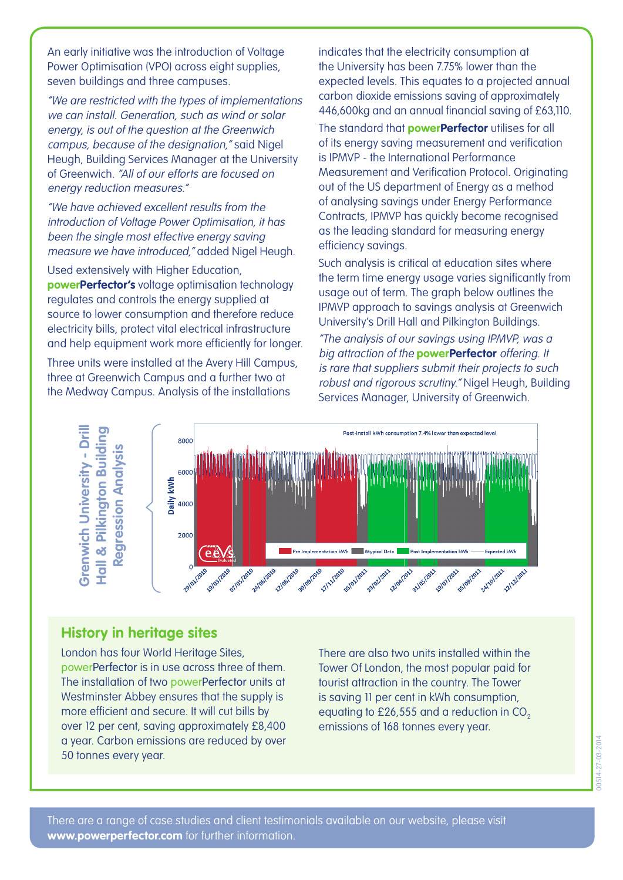An early initiative was the introduction of Voltage Power Optimisation (VPO) across eight supplies, seven buildings and three campuses.

*"We are restricted with the types of implementations we can install. Generation, such as wind or solar energy, is out of the question at the Greenwich campus, because of the designation,"* said Nigel Heugh, Building Services Manager at the University of Greenwich. *"All of our efforts are focused on energy reduction measures."*

*"We have achieved excellent results from the introduction of Voltage Power Optimisation, it has been the single most effective energy saving measure we have introduced,"* added Nigel Heugh.

Used extensively with Higher Education, **powerPerfector's** voltage optimisation technology regulates and controls the energy supplied at source to lower consumption and therefore reduce electricity bills, protect vital electrical infrastructure and help equipment work more efficiently for longer.

Three units were installed at the Avery Hill Campus, three at Greenwich Campus and a further two at the Medway Campus. Analysis of the installations indicates that the electricity consumption at the University has been 7.75% lower than the expected levels. This equates to a projected annual carbon dioxide emissions saving of approximately 446,600kg and an annual financial saving of £63,110.

The standard that **powerPerfector** utilises for all of its energy saving measurement and verification is IPMVP - the International Performance Measurement and Verification Protocol. Originating out of the US department of Energy as a method of analysing savings under Energy Performance Contracts, IPMVP has quickly become recognised as the leading standard for measuring energy efficiency savings.

Such analysis is critical at education sites where the term time energy usage varies significantly from usage out of term. The graph below outlines the IPMVP approach to savings analysis at Greenwich University's Drill Hall and Pilkington Buildings.

*"The analysis of our savings using IPMVP, was a big attraction of the* **powerPerfector** *offering. It is rare that suppliers submit their projects to such robust and rigorous scrutiny."* Nigel Heugh, Building Services Manager, University of Greenwich.

Grenwich University - Drill Hall & Pilkington Building Regression Analysis

Post-install kWh consumption 7.4% lower than expected level

Daily kWh

8000
6000
4000
2000
0

29/01/2010, 19/03/2010, 07/05/2010, 24/06/2010, 12/08/2010, 30/09/2010, 17/11/2010, 05/01/2011, 23/02/2011, 12/04/2011, 31/05/2011, 19/07/2011, 05/09/2011, 24/10/2011, 12/12/2011

Pre Implementation kWh | Atypical Data | Post Implementation kWh | Expected kWh

eEVS Evaluated

## History in heritage sites

London has four World Heritage Sites, powerPerfector is in use across three of them. The installation of two powerPerfector units at Westminster Abbey ensures that the supply is more efficient and secure. It will cut bills by over 12 per cent, saving approximately £8,400 a year. Carbon emissions are reduced by over 50 tonnes every year.

There are also two units installed within the Tower Of London, the most popular paid for tourist attraction in the country. The Tower is saving 11 per cent in kWh consumption, equating to £26,555 and a reduction in $CO_2$ emissions of 168 tonnes every year.

00514-27-03-2014

There are a range of case studies and client testimonials available on our website, please visit **www.powerperfector.com** for further information.